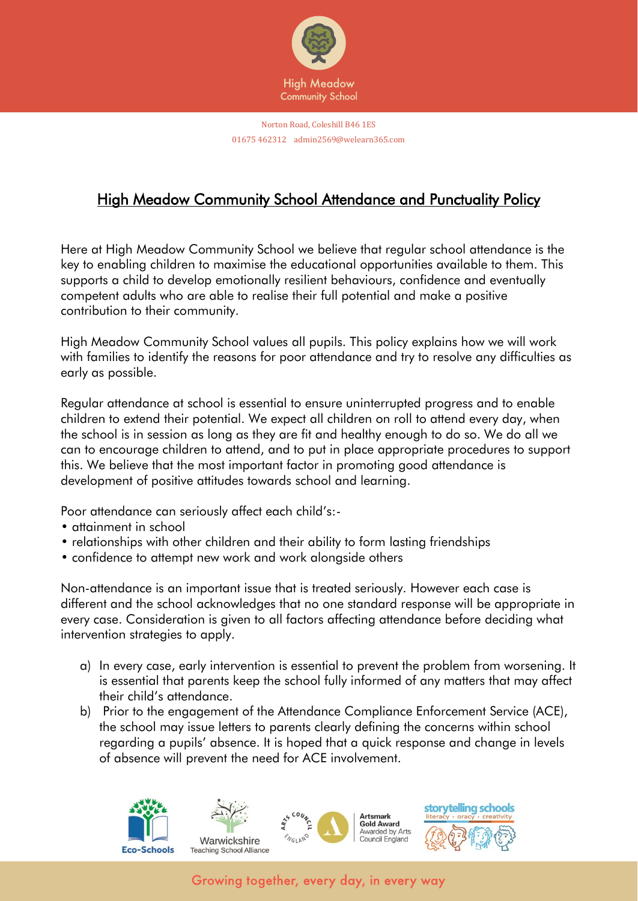High Meadow Community School

Norton Road, Coleshill B46 1ES
01675 462312 admin2569@welearn365.com

# High Meadow Community School Attendance and Punctuality Policy

Here at High Meadow Community School we believe that regular school attendance is the key to enabling children to maximise the educational opportunities available to them. This supports a child to develop emotionally resilient behaviours, confidence and eventually competent adults who are able to realise their full potential and make a positive contribution to their community.

High Meadow Community School values all pupils. This policy explains how we will work with families to identify the reasons for poor attendance and try to resolve any difficulties as early as possible.

Regular attendance at school is essential to ensure uninterrupted progress and to enable children to extend their potential. We expect all children on roll to attend every day, when the school is in session as long as they are fit and healthy enough to do so. We do all we can to encourage children to attend, and to put in place appropriate procedures to support this. We believe that the most important factor in promoting good attendance is development of positive attitudes towards school and learning.

Poor attendance can seriously affect each child's:-

- attainment in school
- relationships with other children and their ability to form lasting friendships
- confidence to attempt new work and work alongside others

Non-attendance is an important issue that is treated seriously. However each case is different and the school acknowledges that no one standard response will be appropriate in every case. Consideration is given to all factors affecting attendance before deciding what intervention strategies to apply.

a) In every case, early intervention is essential to prevent the problem from worsening. It is essential that parents keep the school fully informed of any matters that may affect their child's attendance.
b) Prior to the engagement of the Attendance Compliance Enforcement Service (ACE), the school may issue letters to parents clearly defining the concerns within school regarding a pupils' absence. It is hoped that a quick response and change in levels of absence will prevent the need for ACE involvement.

Eco-Schools | Warwickshire Teaching School Alliance | Artsmark Gold Award Awarded by Arts Council England | storytelling schools literacy • oracy • creativity

Growing together, every day, in every way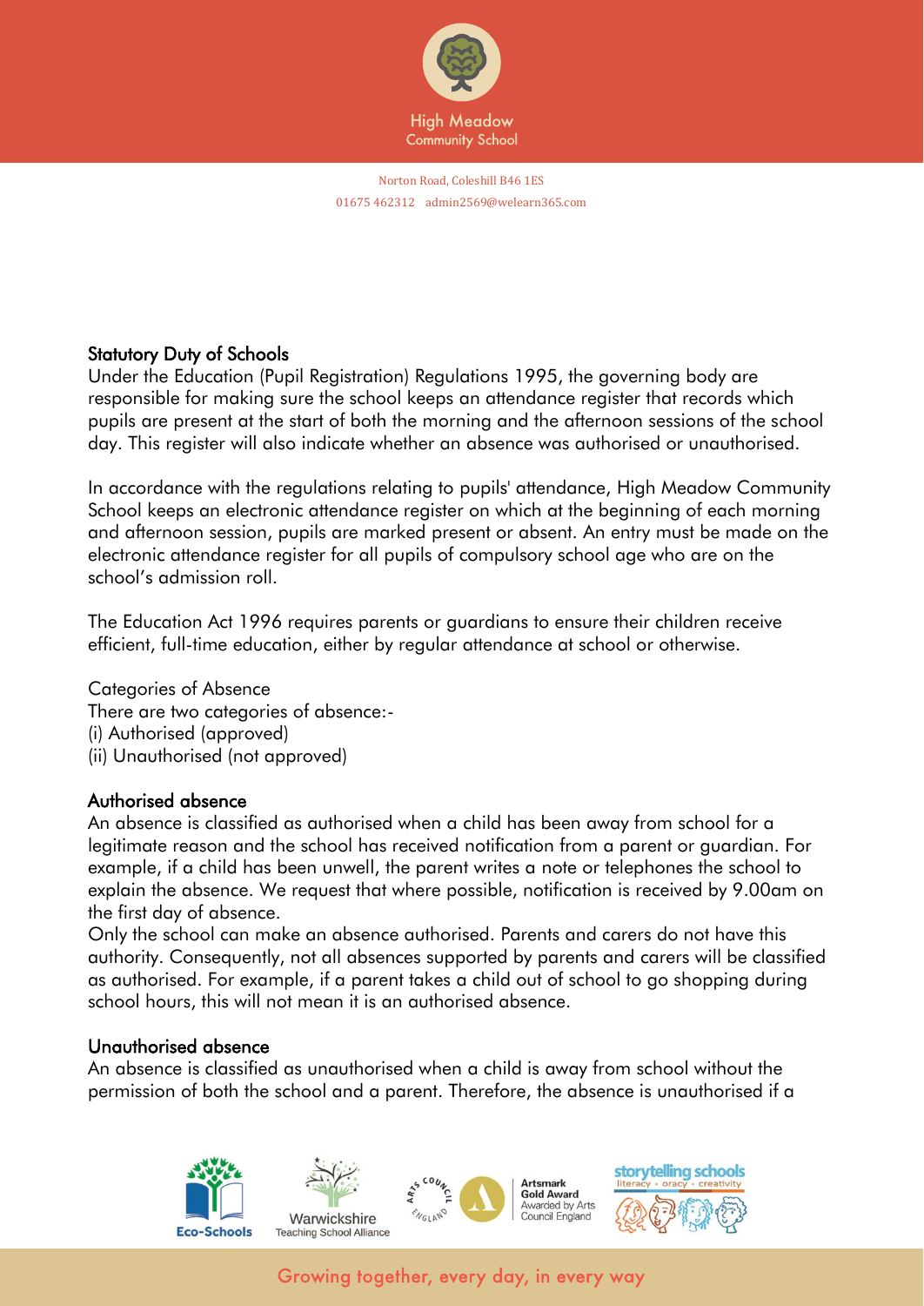## Statutory Duty of Schools

Under the Education (Pupil Registration) Regulations 1995, the governing body are responsible for making sure the school keeps an attendance register that records which pupils are present at the start of both the morning and the afternoon sessions of the school day. This register will also indicate whether an absence was authorised or unauthorised.

In accordance with the regulations relating to pupils' attendance, High Meadow Community School keeps an electronic attendance register on which at the beginning of each morning and afternoon session, pupils are marked present or absent. An entry must be made on the electronic attendance register for all pupils of compulsory school age who are on the school's admission roll.

The Education Act 1996 requires parents or guardians to ensure their children receive efficient, full-time education, either by regular attendance at school or otherwise.

Categories of Absence
There are two categories of absence:-
(i) Authorised (approved)
(ii) Unauthorised (not approved)

## Authorised absence

An absence is classified as authorised when a child has been away from school for a legitimate reason and the school has received notification from a parent or guardian. For example, if a child has been unwell, the parent writes a note or telephones the school to explain the absence. We request that where possible, notification is received by 9.00am on the first day of absence.
Only the school can make an absence authorised. Parents and carers do not have this authority. Consequently, not all absences supported by parents and carers will be classified as authorised. For example, if a parent takes a child out of school to go shopping during school hours, this will not mean it is an authorised absence.

## Unauthorised absence

An absence is classified as unauthorised when a child is away from school without the permission of both the school and a parent. Therefore, the absence is unauthorised if a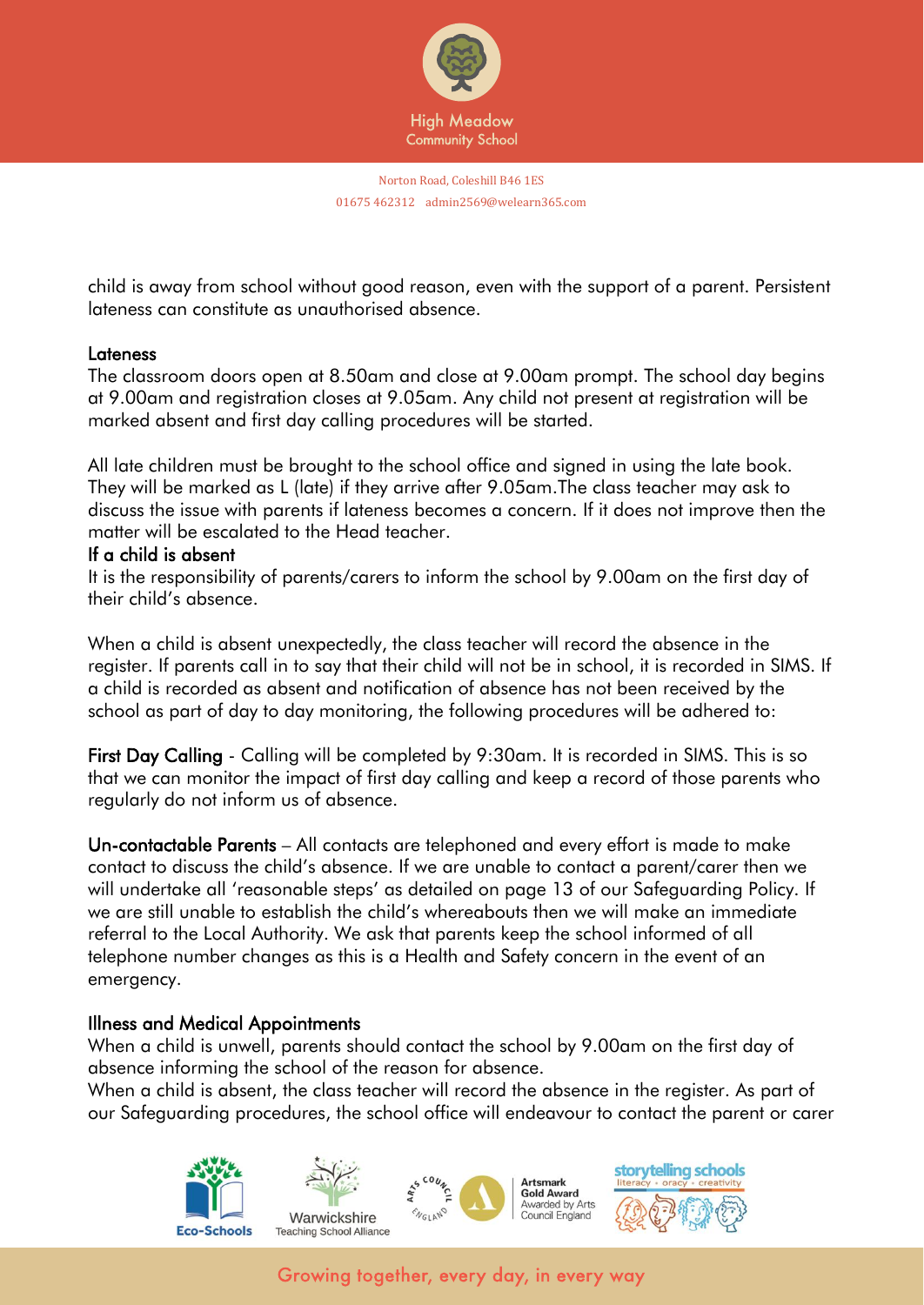child is away from school without good reason, even with the support of a parent. Persistent lateness can constitute as unauthorised absence.

### Lateness

The classroom doors open at 8.50am and close at 9.00am prompt. The school day begins at 9.00am and registration closes at 9.05am. Any child not present at registration will be marked absent and first day calling procedures will be started.

All late children must be brought to the school office and signed in using the late book. They will be marked as L (late) if they arrive after 9.05am.The class teacher may ask to discuss the issue with parents if lateness becomes a concern. If it does not improve then the matter will be escalated to the Head teacher.

### If a child is absent

It is the responsibility of parents/carers to inform the school by 9.00am on the first day of their child's absence.

When a child is absent unexpectedly, the class teacher will record the absence in the register. If parents call in to say that their child will not be in school, it is recorded in SIMS. If a child is recorded as absent and notification of absence has not been received by the school as part of day to day monitoring, the following procedures will be adhered to:

**First Day Calling** - Calling will be completed by 9:30am. It is recorded in SIMS. This is so that we can monitor the impact of first day calling and keep a record of those parents who regularly do not inform us of absence.

**Un-contactable Parents** – All contacts are telephoned and every effort is made to make contact to discuss the child's absence. If we are unable to contact a parent/carer then we will undertake all 'reasonable steps' as detailed on page 13 of our Safeguarding Policy. If we are still unable to establish the child's whereabouts then we will make an immediate referral to the Local Authority. We ask that parents keep the school informed of all telephone number changes as this is a Health and Safety concern in the event of an emergency.

### Illness and Medical Appointments

When a child is unwell, parents should contact the school by 9.00am on the first day of absence informing the school of the reason for absence.
When a child is absent, the class teacher will record the absence in the register. As part of our Safeguarding procedures, the school office will endeavour to contact the parent or carer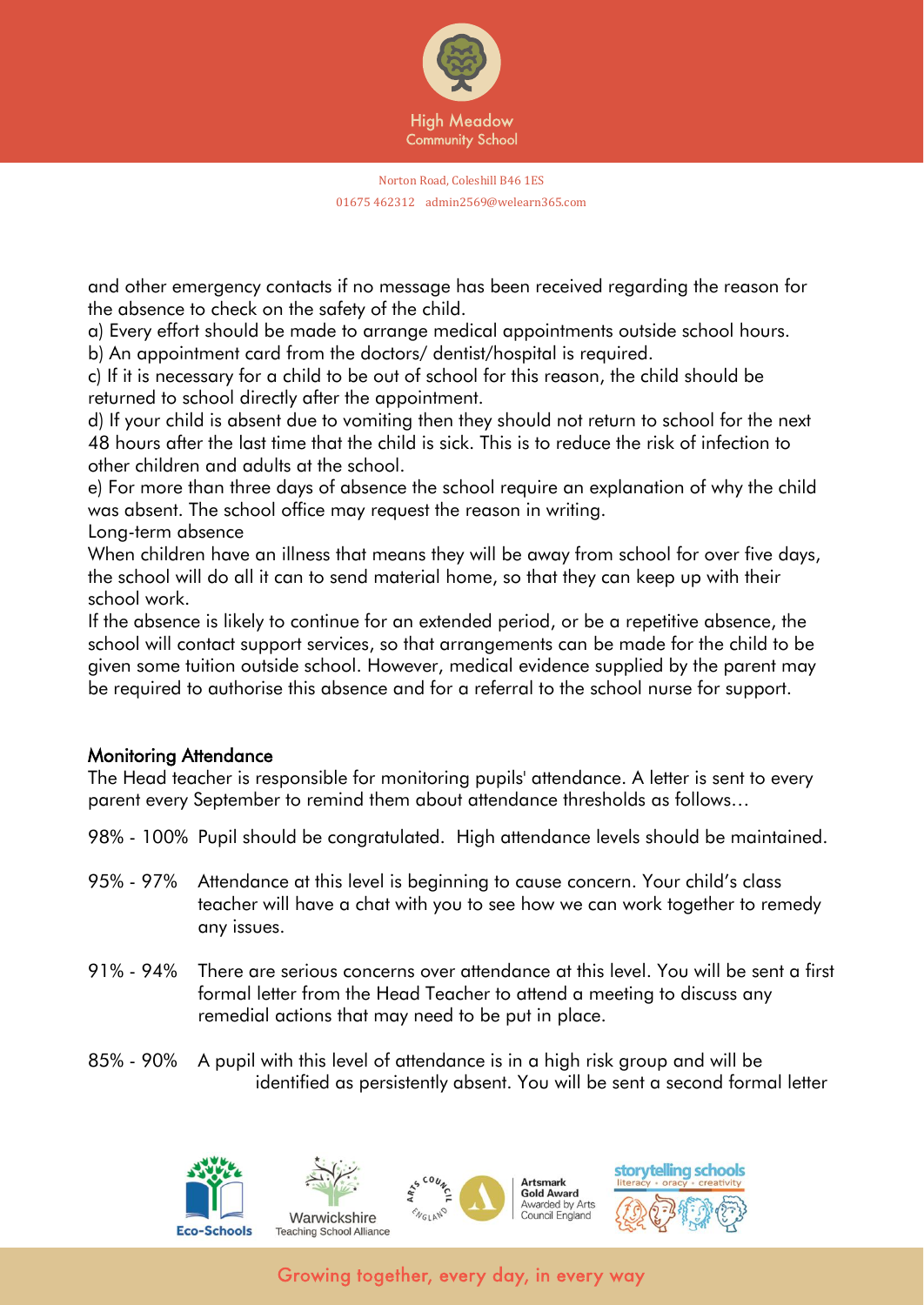and other emergency contacts if no message has been received regarding the reason for the absence to check on the safety of the child.

a) Every effort should be made to arrange medical appointments outside school hours.

b) An appointment card from the doctors/ dentist/hospital is required.

c) If it is necessary for a child to be out of school for this reason, the child should be returned to school directly after the appointment.

d) If your child is absent due to vomiting then they should not return to school for the next 48 hours after the last time that the child is sick. This is to reduce the risk of infection to other children and adults at the school.

e) For more than three days of absence the school require an explanation of why the child was absent. The school office may request the reason in writing.

Long-term absence

When children have an illness that means they will be away from school for over five days, the school will do all it can to send material home, so that they can keep up with their school work.

If the absence is likely to continue for an extended period, or be a repetitive absence, the school will contact support services, so that arrangements can be made for the child to be given some tuition outside school. However, medical evidence supplied by the parent may be required to authorise this absence and for a referral to the school nurse for support.

## Monitoring Attendance

The Head teacher is responsible for monitoring pupils' attendance. A letter is sent to every parent every September to remind them about attendance thresholds as follows…

98% - 100% Pupil should be congratulated. High attendance levels should be maintained.

95% - 97% Attendance at this level is beginning to cause concern. Your child's class teacher will have a chat with you to see how we can work together to remedy any issues.

91% - 94% There are serious concerns over attendance at this level. You will be sent a first formal letter from the Head Teacher to attend a meeting to discuss any remedial actions that may need to be put in place.

85% - 90% A pupil with this level of attendance is in a high risk group and will be identified as persistently absent. You will be sent a second formal letter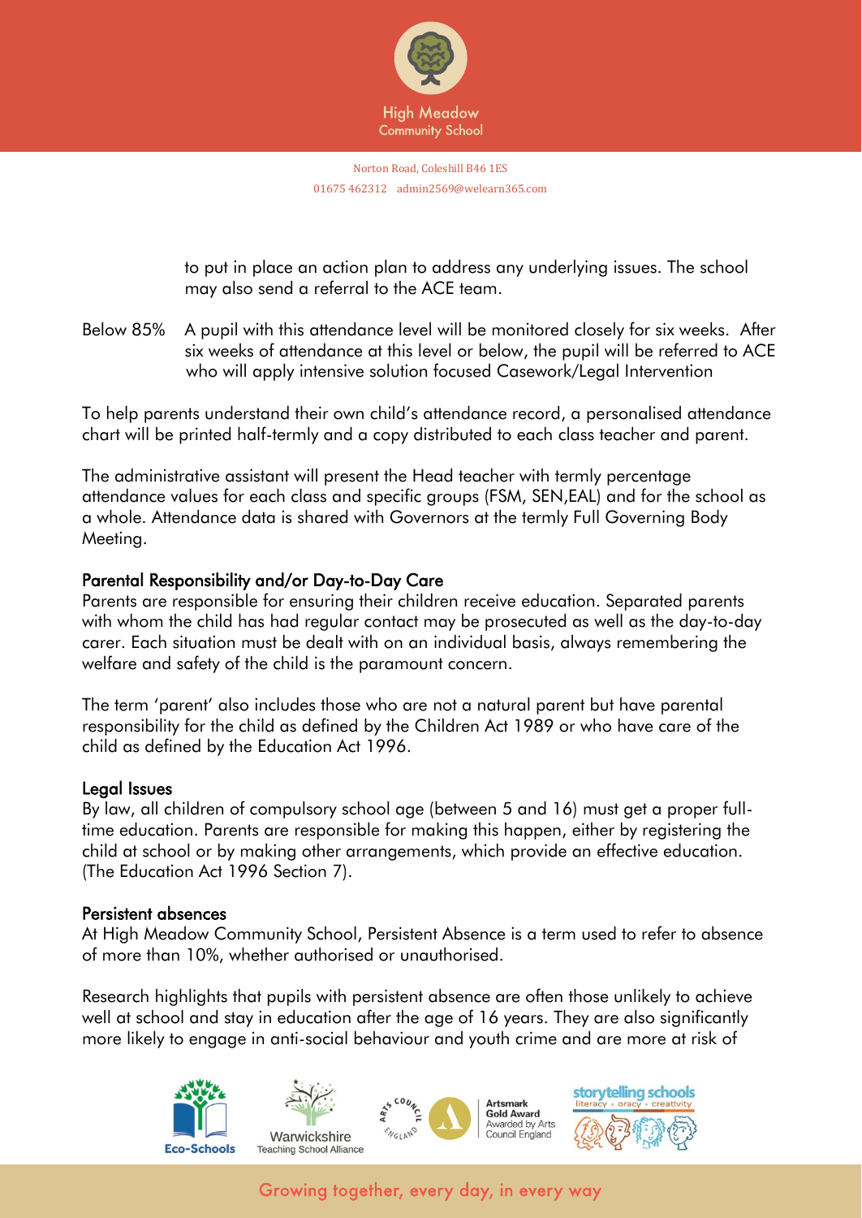to put in place an action plan to address any underlying issues. The school may also send a referral to the ACE team.

Below 85% A pupil with this attendance level will be monitored closely for six weeks. After six weeks of attendance at this level or below, the pupil will be referred to ACE who will apply intensive solution focused Casework/Legal Intervention

To help parents understand their own child's attendance record, a personalised attendance chart will be printed half-termly and a copy distributed to each class teacher and parent.

The administrative assistant will present the Head teacher with termly percentage attendance values for each class and specific groups (FSM, SEN,EAL) and for the school as a whole. Attendance data is shared with Governors at the termly Full Governing Body Meeting.

### Parental Responsibility and/or Day-to-Day Care

Parents are responsible for ensuring their children receive education. Separated parents with whom the child has had regular contact may be prosecuted as well as the day-to-day carer. Each situation must be dealt with on an individual basis, always remembering the welfare and safety of the child is the paramount concern.

The term 'parent' also includes those who are not a natural parent but have parental responsibility for the child as defined by the Children Act 1989 or who have care of the child as defined by the Education Act 1996.

### Legal Issues

By law, all children of compulsory school age (between 5 and 16) must get a proper full-time education. Parents are responsible for making this happen, either by registering the child at school or by making other arrangements, which provide an effective education. (The Education Act 1996 Section 7).

### Persistent absences

At High Meadow Community School, Persistent Absence is a term used to refer to absence of more than 10%, whether authorised or unauthorised.

Research highlights that pupils with persistent absence are often those unlikely to achieve well at school and stay in education after the age of 16 years. They are also significantly more likely to engage in anti-social behaviour and youth crime and are more at risk of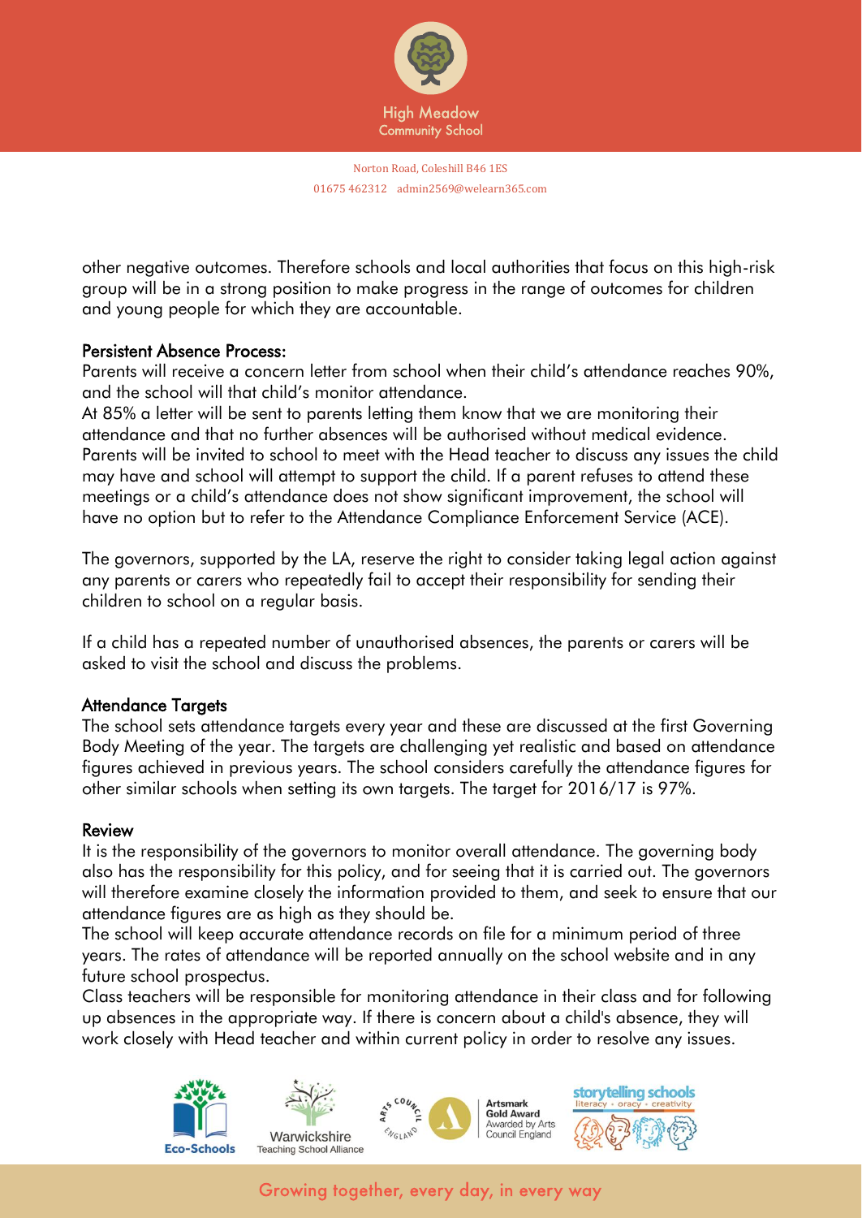other negative outcomes. Therefore schools and local authorities that focus on this high-risk group will be in a strong position to make progress in the range of outcomes for children and young people for which they are accountable.

### Persistent Absence Process:

Parents will receive a concern letter from school when their child's attendance reaches 90%, and the school will that child's monitor attendance.

At 85% a letter will be sent to parents letting them know that we are monitoring their attendance and that no further absences will be authorised without medical evidence. Parents will be invited to school to meet with the Head teacher to discuss any issues the child may have and school will attempt to support the child. If a parent refuses to attend these meetings or a child's attendance does not show significant improvement, the school will have no option but to refer to the Attendance Compliance Enforcement Service (ACE).

The governors, supported by the LA, reserve the right to consider taking legal action against any parents or carers who repeatedly fail to accept their responsibility for sending their children to school on a regular basis.

If a child has a repeated number of unauthorised absences, the parents or carers will be asked to visit the school and discuss the problems.

### Attendance Targets

The school sets attendance targets every year and these are discussed at the first Governing Body Meeting of the year. The targets are challenging yet realistic and based on attendance figures achieved in previous years. The school considers carefully the attendance figures for other similar schools when setting its own targets. The target for 2016/17 is 97%.

### Review

It is the responsibility of the governors to monitor overall attendance. The governing body also has the responsibility for this policy, and for seeing that it is carried out. The governors will therefore examine closely the information provided to them, and seek to ensure that our attendance figures are as high as they should be.

The school will keep accurate attendance records on file for a minimum period of three years. The rates of attendance will be reported annually on the school website and in any future school prospectus.

Class teachers will be responsible for monitoring attendance in their class and for following up absences in the appropriate way. If there is concern about a child's absence, they will work closely with Head teacher and within current policy in order to resolve any issues.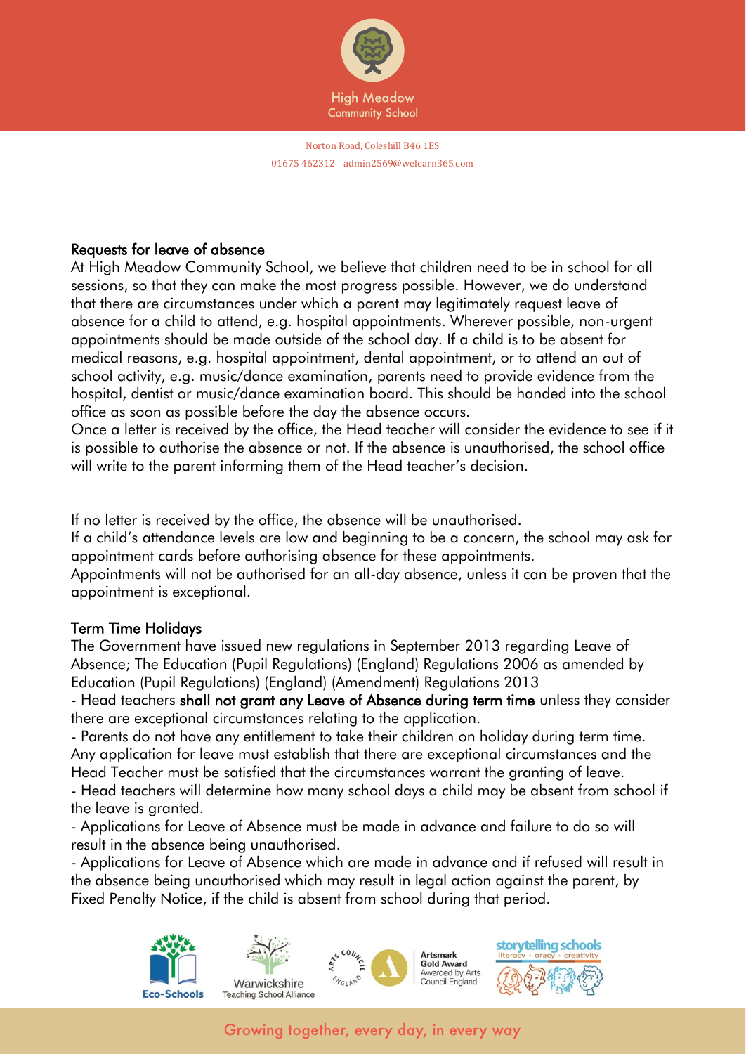## Requests for leave of absence

At High Meadow Community School, we believe that children need to be in school for all sessions, so that they can make the most progress possible. However, we do understand that there are circumstances under which a parent may legitimately request leave of absence for a child to attend, e.g. hospital appointments. Wherever possible, non-urgent appointments should be made outside of the school day. If a child is to be absent for medical reasons, e.g. hospital appointment, dental appointment, or to attend an out of school activity, e.g. music/dance examination, parents need to provide evidence from the hospital, dentist or music/dance examination board. This should be handed into the school office as soon as possible before the day the absence occurs.

Once a letter is received by the office, the Head teacher will consider the evidence to see if it is possible to authorise the absence or not. If the absence is unauthorised, the school office will write to the parent informing them of the Head teacher's decision.

If no letter is received by the office, the absence will be unauthorised.

If a child's attendance levels are low and beginning to be a concern, the school may ask for appointment cards before authorising absence for these appointments.

Appointments will not be authorised for an all-day absence, unless it can be proven that the appointment is exceptional.

## Term Time Holidays

The Government have issued new regulations in September 2013 regarding Leave of Absence; The Education (Pupil Regulations) (England) Regulations 2006 as amended by Education (Pupil Regulations) (England) (Amendment) Regulations 2013

- Head teachers **shall not grant any Leave of Absence during term time** unless they consider there are exceptional circumstances relating to the application.
- Parents do not have any entitlement to take their children on holiday during term time. Any application for leave must establish that there are exceptional circumstances and the Head Teacher must be satisfied that the circumstances warrant the granting of leave.
- Head teachers will determine how many school days a child may be absent from school if the leave is granted.
- Applications for Leave of Absence must be made in advance and failure to do so will result in the absence being unauthorised.
- Applications for Leave of Absence which are made in advance and if refused will result in the absence being unauthorised which may result in legal action against the parent, by Fixed Penalty Notice, if the child is absent from school during that period.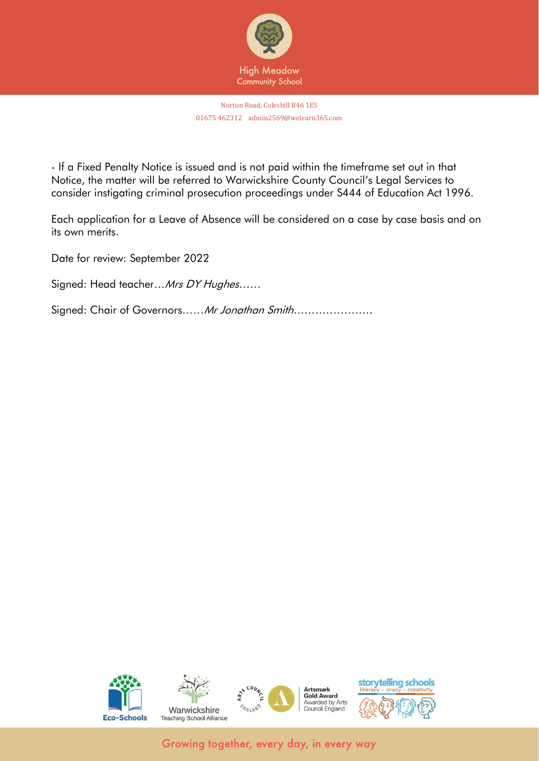- If a Fixed Penalty Notice is issued and is not paid within the timeframe set out in that Notice, the matter will be referred to Warwickshire County Council's Legal Services to consider instigating criminal prosecution proceedings under S444 of Education Act 1996.

Each application for a Leave of Absence will be considered on a case by case basis and on its own merits.

Date for review: September 2022

Signed: Head teacher…*Mrs DY Hughes*……

Signed: Chair of Governors……*Mr Jonathan Smith*………………….